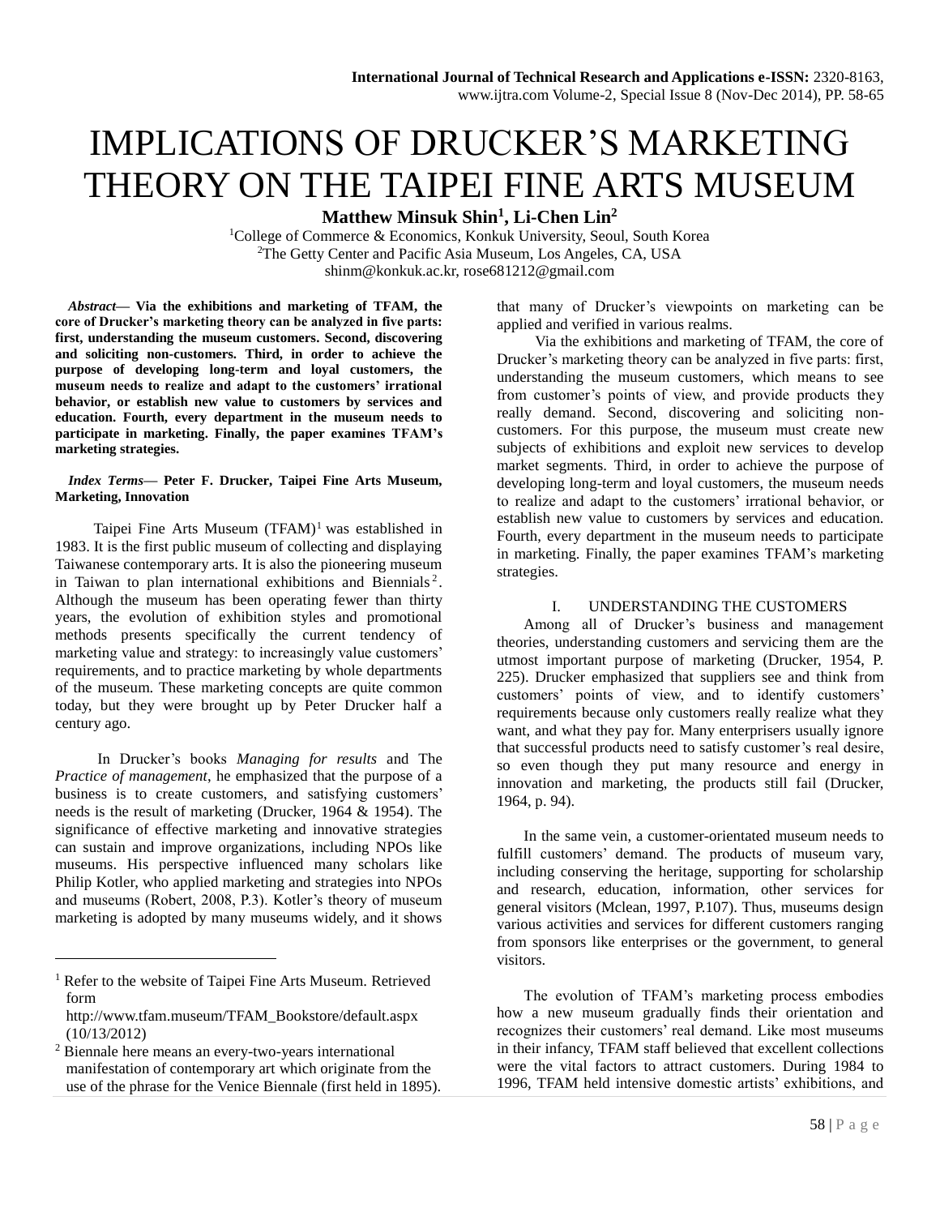# IMPLICATIONS OF DRUCKER'S MARKETING THEORY ON THE TAIPEI FINE ARTS MUSEUM

**Matthew Minsuk Shin[1], Li-Chen Lin[2]**

[1]College of Commerce & Economics, Konkuk University, Seoul, South Korea
[2]The Getty Center and Pacific Asia Museum, Los Angeles, CA, USA
shinm@konkuk.ac.kr, rose681212@gmail.com

***Abstract*— Via the exhibitions and marketing of TFAM, the core of Drucker's marketing theory can be analyzed in five parts: first, understanding the museum customers. Second, discovering and soliciting non-customers. Third, in order to achieve the purpose of developing long-term and loyal customers, the museum needs to realize and adapt to the customers' irrational behavior, or establish new value to customers by services and education. Fourth, every department in the museum needs to participate in marketing. Finally, the paper examines TFAM's marketing strategies.**

***Index Terms*— Peter F. Drucker, Taipei Fine Arts Museum, Marketing, Innovation**

Taipei Fine Arts Museum (TFAM)[1] was established in 1983. It is the first public museum of collecting and displaying Taiwanese contemporary arts. It is also the pioneering museum in Taiwan to plan international exhibitions and Biennials[2]. Although the museum has been operating fewer than thirty years, the evolution of exhibition styles and promotional methods presents specifically the current tendency of marketing value and strategy: to increasingly value customers' requirements, and to practice marketing by whole departments of the museum. These marketing concepts are quite common today, but they were brought up by Peter Drucker half a century ago.

In Drucker's books *Managing for results* and The *Practice of management*, he emphasized that the purpose of a business is to create customers, and satisfying customers' needs is the result of marketing (Drucker, 1964 & 1954). The significance of effective marketing and innovative strategies can sustain and improve organizations, including NPOs like museums. His perspective influenced many scholars like Philip Kotler, who applied marketing and strategies into NPOs and museums (Robert, 2008, P.3). Kotler's theory of museum marketing is adopted by many museums widely, and it shows that many of Drucker's viewpoints on marketing can be applied and verified in various realms.

Via the exhibitions and marketing of TFAM, the core of Drucker's marketing theory can be analyzed in five parts: first, understanding the museum customers, which means to see from customer's points of view, and provide products they really demand. Second, discovering and soliciting non-customers. For this purpose, the museum must create new subjects of exhibitions and exploit new services to develop market segments. Third, in order to achieve the purpose of developing long-term and loyal customers, the museum needs to realize and adapt to the customers' irrational behavior, or establish new value to customers by services and education. Fourth, every department in the museum needs to participate in marketing. Finally, the paper examines TFAM's marketing strategies.

## I. UNDERSTANDING THE CUSTOMERS

Among all of Drucker's business and management theories, understanding customers and servicing them are the utmost important purpose of marketing (Drucker, 1954, P. 225). Drucker emphasized that suppliers see and think from customers' points of view, and to identify customers' requirements because only customers really realize what they want, and what they pay for. Many enterprisers usually ignore that successful products need to satisfy customer's real desire, so even though they put many resource and energy in innovation and marketing, the products still fail (Drucker, 1964, p. 94).

In the same vein, a customer-orientated museum needs to fulfill customers' demand. The products of museum vary, including conserving the heritage, supporting for scholarship and research, education, information, other services for general visitors (Mclean, 1997, P.107). Thus, museums design various activities and services for different customers ranging from sponsors like enterprises or the government, to general visitors.

The evolution of TFAM's marketing process embodies how a new museum gradually finds their orientation and recognizes their customers' real demand. Like most museums in their infancy, TFAM staff believed that excellent collections were the vital factors to attract customers. During 1984 to 1996, TFAM held intensive domestic artists' exhibitions, and

---

[1] Refer to the website of Taipei Fine Arts Museum. Retrieved form http://www.tfam.museum/TFAM_Bookstore/default.aspx (10/13/2012)

[2] Biennale here means an every-two-years international manifestation of contemporary art which originate from the use of the phrase for the Venice Biennale (first held in 1895).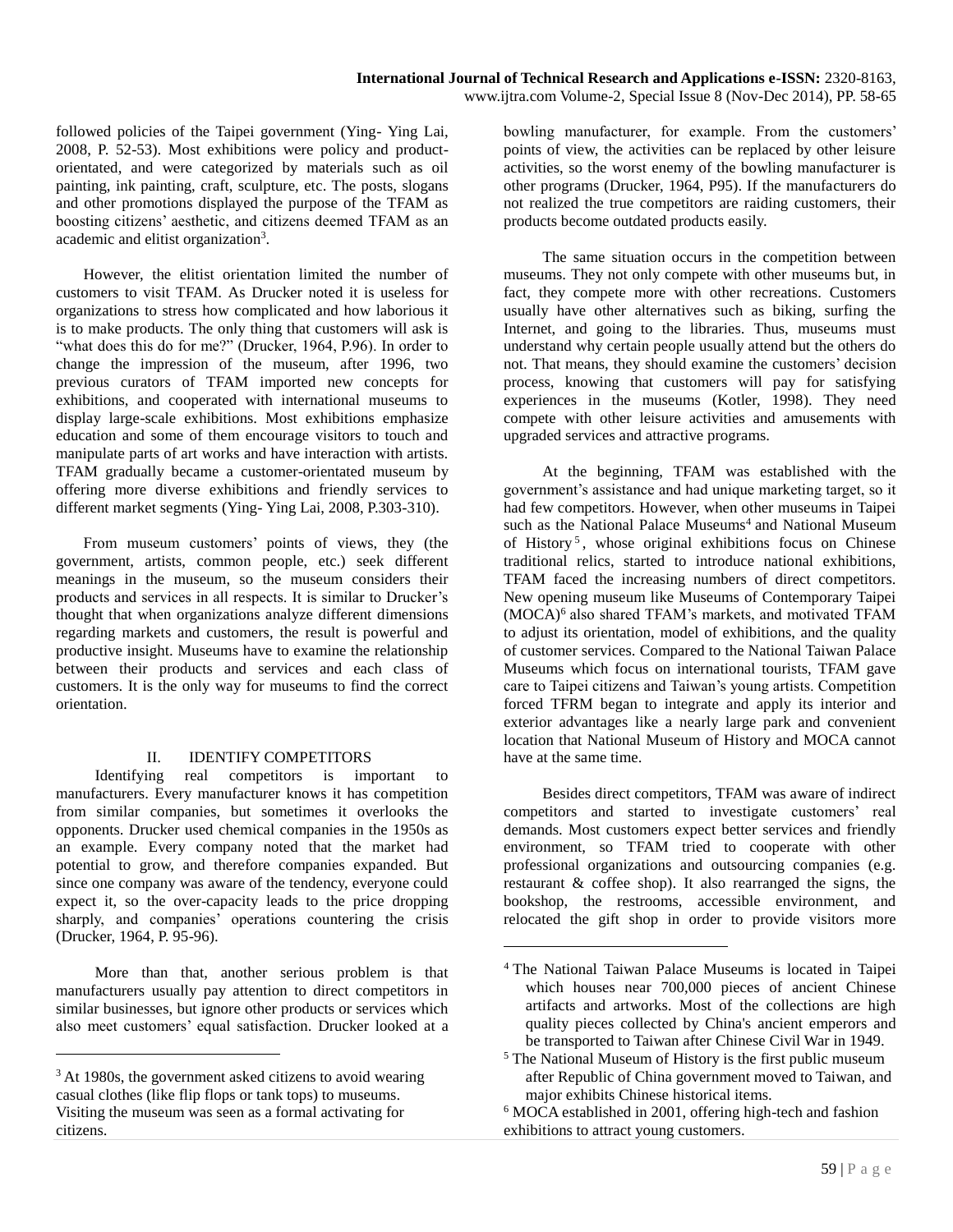followed policies of the Taipei government (Ying- Ying Lai, 2008, P. 52-53). Most exhibitions were policy and product-orientated, and were categorized by materials such as oil painting, ink painting, craft, sculpture, etc. The posts, slogans and other promotions displayed the purpose of the TFAM as boosting citizens' aesthetic, and citizens deemed TFAM as an academic and elitist organization[3].

However, the elitist orientation limited the number of customers to visit TFAM. As Drucker noted it is useless for organizations to stress how complicated and how laborious it is to make products. The only thing that customers will ask is "what does this do for me?" (Drucker, 1964, P.96). In order to change the impression of the museum, after 1996, two previous curators of TFAM imported new concepts for exhibitions, and cooperated with international museums to display large-scale exhibitions. Most exhibitions emphasize education and some of them encourage visitors to touch and manipulate parts of art works and have interaction with artists. TFAM gradually became a customer-orientated museum by offering more diverse exhibitions and friendly services to different market segments (Ying- Ying Lai, 2008, P.303-310).

From museum customers' points of views, they (the government, artists, common people, etc.) seek different meanings in the museum, so the museum considers their products and services in all respects. It is similar to Drucker's thought that when organizations analyze different dimensions regarding markets and customers, the result is powerful and productive insight. Museums have to examine the relationship between their products and services and each class of customers. It is the only way for museums to find the correct orientation.

## II. IDENTIFY COMPETITORS

Identifying real competitors is important to manufacturers. Every manufacturer knows it has competition from similar companies, but sometimes it overlooks the opponents. Drucker used chemical companies in the 1950s as an example. Every company noted that the market had potential to grow, and therefore companies expanded. But since one company was aware of the tendency, everyone could expect it, so the over-capacity leads to the price dropping sharply, and companies' operations countering the crisis (Drucker, 1964, P. 95-96).

More than that, another serious problem is that manufacturers usually pay attention to direct competitors in similar businesses, but ignore other products or services which also meet customers' equal satisfaction. Drucker looked at a bowling manufacturer, for example. From the customers' points of view, the activities can be replaced by other leisure activities, so the worst enemy of the bowling manufacturer is other programs (Drucker, 1964, P95). If the manufacturers do not realized the true competitors are raiding customers, their products become outdated products easily.

The same situation occurs in the competition between museums. They not only compete with other museums but, in fact, they compete more with other recreations. Customers usually have other alternatives such as biking, surfing the Internet, and going to the libraries. Thus, museums must understand why certain people usually attend but the others do not. That means, they should examine the customers' decision process, knowing that customers will pay for satisfying experiences in the museums (Kotler, 1998). They need compete with other leisure activities and amusements with upgraded services and attractive programs.

At the beginning, TFAM was established with the government's assistance and had unique marketing target, so it had few competitors. However, when other museums in Taipei such as the National Palace Museums[4] and National Museum of History[5], whose original exhibitions focus on Chinese traditional relics, started to introduce national exhibitions, TFAM faced the increasing numbers of direct competitors. New opening museum like Museums of Contemporary Taipei (MOCA)[6] also shared TFAM's markets, and motivated TFAM to adjust its orientation, model of exhibitions, and the quality of customer services. Compared to the National Taiwan Palace Museums which focus on international tourists, TFAM gave care to Taipei citizens and Taiwan's young artists. Competition forced TFRM began to integrate and apply its interior and exterior advantages like a nearly large park and convenient location that National Museum of History and MOCA cannot have at the same time.

Besides direct competitors, TFAM was aware of indirect competitors and started to investigate customers' real demands. Most customers expect better services and friendly environment, so TFAM tried to cooperate with other professional organizations and outsourcing companies (e.g. restaurant & coffee shop). It also rearranged the signs, the bookshop, the restrooms, accessible environment, and relocated the gift shop in order to provide visitors more

---

[3] At 1980s, the government asked citizens to avoid wearing casual clothes (like flip flops or tank tops) to museums. Visiting the museum was seen as a formal activating for citizens.

[4] The National Taiwan Palace Museums is located in Taipei which houses near 700,000 pieces of ancient Chinese artifacts and artworks. Most of the collections are high quality pieces collected by China's ancient emperors and be transported to Taiwan after Chinese Civil War in 1949.

[5] The National Museum of History is the first public museum after Republic of China government moved to Taiwan, and major exhibits Chinese historical items.

[6] MOCA established in 2001, offering high-tech and fashion exhibitions to attract young customers.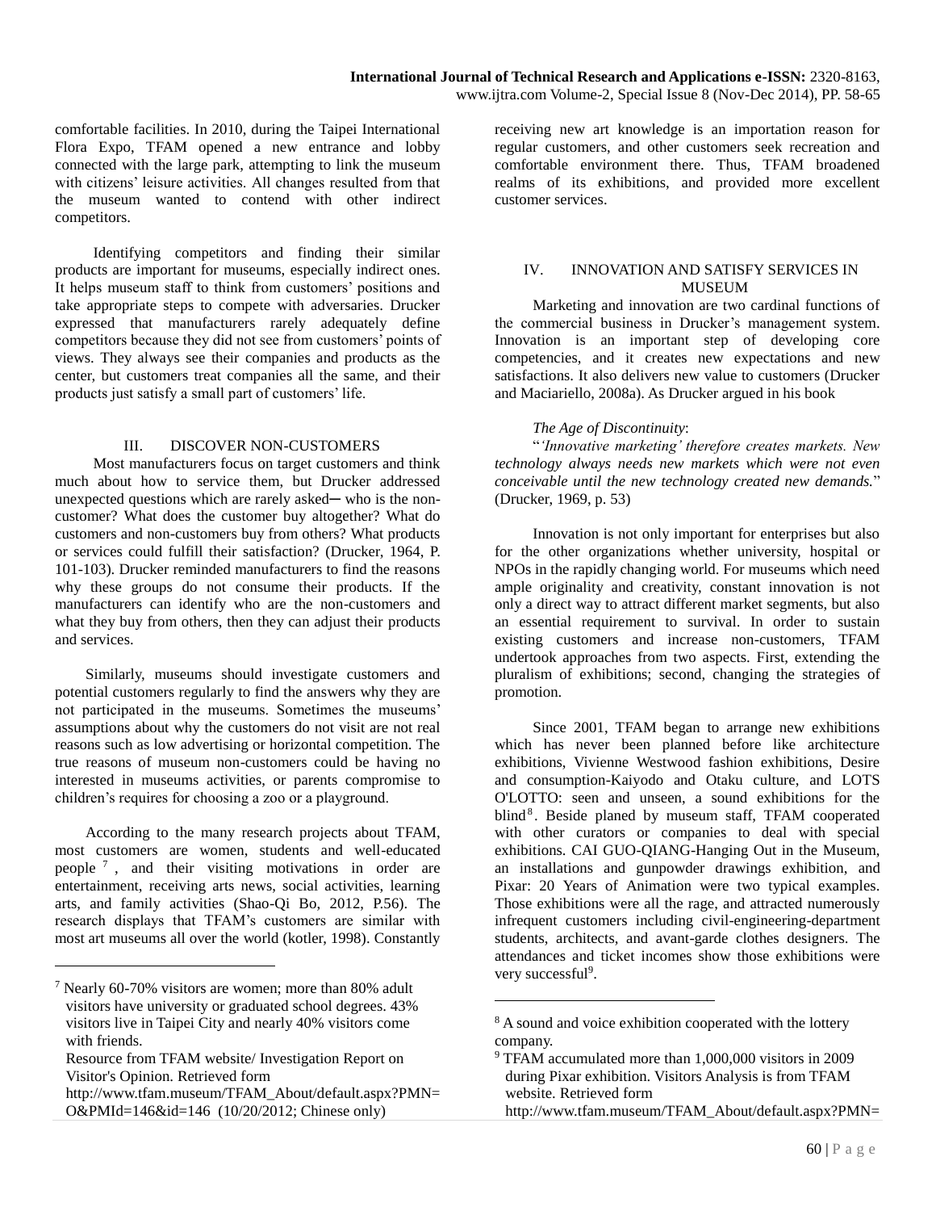comfortable facilities. In 2010, during the Taipei International Flora Expo, TFAM opened a new entrance and lobby connected with the large park, attempting to link the museum with citizens' leisure activities. All changes resulted from that the museum wanted to contend with other indirect competitors.

Identifying competitors and finding their similar products are important for museums, especially indirect ones. It helps museum staff to think from customers' positions and take appropriate steps to compete with adversaries. Drucker expressed that manufacturers rarely adequately define competitors because they did not see from customers' points of views. They always see their companies and products as the center, but customers treat companies all the same, and their products just satisfy a small part of customers' life.

## III. DISCOVER NON-CUSTOMERS

Most manufacturers focus on target customers and think much about how to service them, but Drucker addressed unexpected questions which are rarely asked─ who is the non-customer? What does the customer buy altogether? What do customers and non-customers buy from others? What products or services could fulfill their satisfaction? (Drucker, 1964, P. 101-103). Drucker reminded manufacturers to find the reasons why these groups do not consume their products. If the manufacturers can identify who are the non-customers and what they buy from others, then they can adjust their products and services.

Similarly, museums should investigate customers and potential customers regularly to find the answers why they are not participated in the museums. Sometimes the museums' assumptions about why the customers do not visit are not real reasons such as low advertising or horizontal competition. The true reasons of museum non-customers could be having no interested in museums activities, or parents compromise to children's requires for choosing a zoo or a playground.

According to the many research projects about TFAM, most customers are women, students and well-educated people [7], and their visiting motivations in order are entertainment, receiving arts news, social activities, learning arts, and family activities (Shao-Qi Bo, 2012, P.56). The research displays that TFAM's customers are similar with most art museums all over the world (kotler, 1998). Constantly receiving new art knowledge is an importation reason for regular customers, and other customers seek recreation and comfortable environment there. Thus, TFAM broadened realms of its exhibitions, and provided more excellent customer services.

## IV. INNOVATION AND SATISFY SERVICES IN MUSEUM

Marketing and innovation are two cardinal functions of the commercial business in Drucker's management system. Innovation is an important step of developing core competencies, and it creates new expectations and new satisfactions. It also delivers new value to customers (Drucker and Maciariello, 2008a). As Drucker argued in his book

*The Age of Discontinuity*:

"*'Innovative marketing' therefore creates markets. New technology always needs new markets which were not even conceivable until the new technology created new demands.*" (Drucker, 1969, p. 53)

Innovation is not only important for enterprises but also for the other organizations whether university, hospital or NPOs in the rapidly changing world. For museums which need ample originality and creativity, constant innovation is not only a direct way to attract different market segments, but also an essential requirement to survival. In order to sustain existing customers and increase non-customers, TFAM undertook approaches from two aspects. First, extending the pluralism of exhibitions; second, changing the strategies of promotion.

Since 2001, TFAM began to arrange new exhibitions which has never been planned before like architecture exhibitions, Vivienne Westwood fashion exhibitions, Desire and consumption-Kaiyodo and Otaku culture, and LOTS O'LOTTO: seen and unseen, a sound exhibitions for the blind[8]. Beside planed by museum staff, TFAM cooperated with other curators or companies to deal with special exhibitions. CAI GUO-QIANG-Hanging Out in the Museum, an installations and gunpowder drawings exhibition, and Pixar: 20 Years of Animation were two typical examples. Those exhibitions were all the rage, and attracted numerously infrequent customers including civil-engineering-department students, architects, and avant-garde clothes designers. The attendances and ticket incomes show those exhibitions were very successful[9].

---

[7] Nearly 60-70% visitors are women; more than 80% adult visitors have university or graduated school degrees. 43% visitors live in Taipei City and nearly 40% visitors come with friends.
Resource from TFAM website/ Investigation Report on Visitor's Opinion. Retrieved form http://www.tfam.museum/TFAM_About/default.aspx?PMN=O&PMId=146&id=146 (10/20/2012; Chinese only)

[8] A sound and voice exhibition cooperated with the lottery company.

[9] TFAM accumulated more than 1,000,000 visitors in 2009 during Pixar exhibition. Visitors Analysis is from TFAM website. Retrieved form http://www.tfam.museum/TFAM_About/default.aspx?PMN=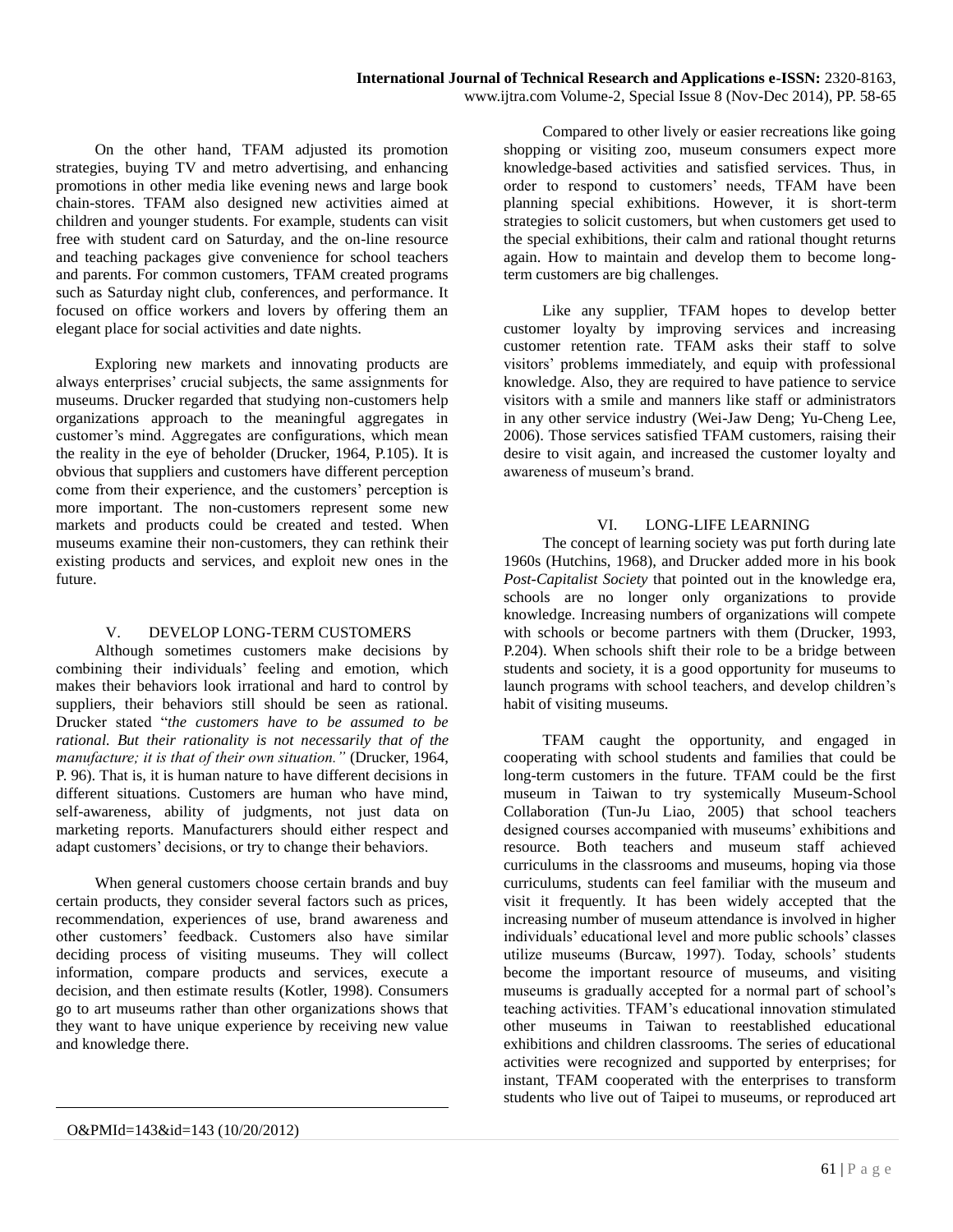On the other hand, TFAM adjusted its promotion strategies, buying TV and metro advertising, and enhancing promotions in other media like evening news and large book chain-stores. TFAM also designed new activities aimed at children and younger students. For example, students can visit free with student card on Saturday, and the on-line resource and teaching packages give convenience for school teachers and parents. For common customers, TFAM created programs such as Saturday night club, conferences, and performance. It focused on office workers and lovers by offering them an elegant place for social activities and date nights.

Exploring new markets and innovating products are always enterprises' crucial subjects, the same assignments for museums. Drucker regarded that studying non-customers help organizations approach to the meaningful aggregates in customer's mind. Aggregates are configurations, which mean the reality in the eye of beholder (Drucker, 1964, P.105). It is obvious that suppliers and customers have different perception come from their experience, and the customers' perception is more important. The non-customers represent some new markets and products could be created and tested. When museums examine their non-customers, they can rethink their existing products and services, and exploit new ones in the future.

## V. DEVELOP LONG-TERM CUSTOMERS

Although sometimes customers make decisions by combining their individuals' feeling and emotion, which makes their behaviors look irrational and hard to control by suppliers, their behaviors still should be seen as rational. Drucker stated "*the customers have to be assumed to be rational. But their rationality is not necessarily that of the manufacture; it is that of their own situation."* (Drucker, 1964, P. 96). That is, it is human nature to have different decisions in different situations. Customers are human who have mind, self-awareness, ability of judgments, not just data on marketing reports. Manufacturers should either respect and adapt customers' decisions, or try to change their behaviors.

When general customers choose certain brands and buy certain products, they consider several factors such as prices, recommendation, experiences of use, brand awareness and other customers' feedback. Customers also have similar deciding process of visiting museums. They will collect information, compare products and services, execute a decision, and then estimate results (Kotler, 1998). Consumers go to art museums rather than other organizations shows that they want to have unique experience by receiving new value and knowledge there.

O&PMId=143&id=143 (10/20/2012)

Compared to other lively or easier recreations like going shopping or visiting zoo, museum consumers expect more knowledge-based activities and satisfied services. Thus, in order to respond to customers' needs, TFAM have been planning special exhibitions. However, it is short-term strategies to solicit customers, but when customers get used to the special exhibitions, their calm and rational thought returns again. How to maintain and develop them to become long-term customers are big challenges.

Like any supplier, TFAM hopes to develop better customer loyalty by improving services and increasing customer retention rate. TFAM asks their staff to solve visitors' problems immediately, and equip with professional knowledge. Also, they are required to have patience to service visitors with a smile and manners like staff or administrators in any other service industry (Wei-Jaw Deng; Yu-Cheng Lee, 2006). Those services satisfied TFAM customers, raising their desire to visit again, and increased the customer loyalty and awareness of museum's brand.

## VI. LONG-LIFE LEARNING

The concept of learning society was put forth during late 1960s (Hutchins, 1968), and Drucker added more in his book *Post-Capitalist Society* that pointed out in the knowledge era, schools are no longer only organizations to provide knowledge. Increasing numbers of organizations will compete with schools or become partners with them (Drucker, 1993, P.204). When schools shift their role to be a bridge between students and society, it is a good opportunity for museums to launch programs with school teachers, and develop children's habit of visiting museums.

TFAM caught the opportunity, and engaged in cooperating with school students and families that could be long-term customers in the future. TFAM could be the first museum in Taiwan to try systemically Museum-School Collaboration (Tun-Ju Liao, 2005) that school teachers designed courses accompanied with museums' exhibitions and resource. Both teachers and museum staff achieved curriculums in the classrooms and museums, hoping via those curriculums, students can feel familiar with the museum and visit it frequently. It has been widely accepted that the increasing number of museum attendance is involved in higher individuals' educational level and more public schools' classes utilize museums (Burcaw, 1997). Today, schools' students become the important resource of museums, and visiting museums is gradually accepted for a normal part of school's teaching activities. TFAM's educational innovation stimulated other museums in Taiwan to reestablished educational exhibitions and children classrooms. The series of educational activities were recognized and supported by enterprises; for instant, TFAM cooperated with the enterprises to transform students who live out of Taipei to museums, or reproduced art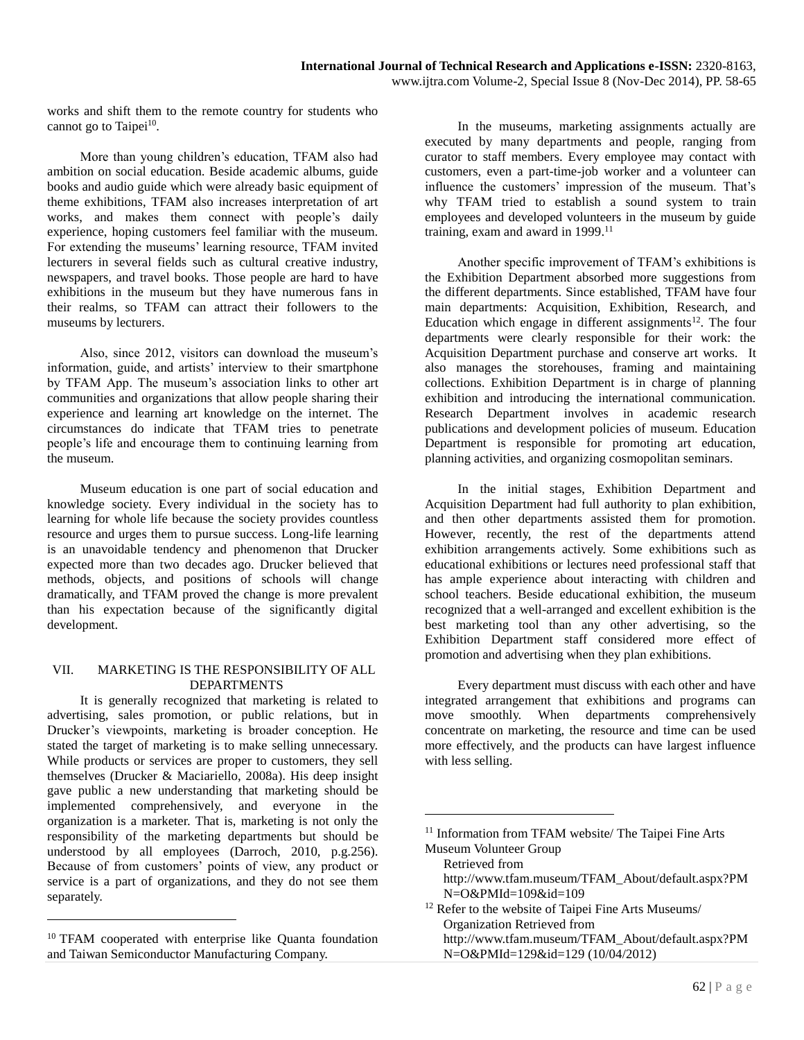works and shift them to the remote country for students who cannot go to Taipei[10].

More than young children's education, TFAM also had ambition on social education. Beside academic albums, guide books and audio guide which were already basic equipment of theme exhibitions, TFAM also increases interpretation of art works, and makes them connect with people's daily experience, hoping customers feel familiar with the museum. For extending the museums' learning resource, TFAM invited lecturers in several fields such as cultural creative industry, newspapers, and travel books. Those people are hard to have exhibitions in the museum but they have numerous fans in their realms, so TFAM can attract their followers to the museums by lecturers.

Also, since 2012, visitors can download the museum's information, guide, and artists' interview to their smartphone by TFAM App. The museum's association links to other art communities and organizations that allow people sharing their experience and learning art knowledge on the internet. The circumstances do indicate that TFAM tries to penetrate people's life and encourage them to continuing learning from the museum.

Museum education is one part of social education and knowledge society. Every individual in the society has to learning for whole life because the society provides countless resource and urges them to pursue success. Long-life learning is an unavoidable tendency and phenomenon that Drucker expected more than two decades ago. Drucker believed that methods, objects, and positions of schools will change dramatically, and TFAM proved the change is more prevalent than his expectation because of the significantly digital development.

## VII. MARKETING IS THE RESPONSIBILITY OF ALL DEPARTMENTS

It is generally recognized that marketing is related to advertising, sales promotion, or public relations, but in Drucker's viewpoints, marketing is broader conception. He stated the target of marketing is to make selling unnecessary. While products or services are proper to customers, they sell themselves (Drucker & Maciariello, 2008a). His deep insight gave public a new understanding that marketing should be implemented comprehensively, and everyone in the organization is a marketer. That is, marketing is not only the responsibility of the marketing departments but should be understood by all employees (Darroch, 2010, p.g.256). Because of from customers' points of view, any product or service is a part of organizations, and they do not see them separately.

In the museums, marketing assignments actually are executed by many departments and people, ranging from curator to staff members. Every employee may contact with customers, even a part-time-job worker and a volunteer can influence the customers' impression of the museum. That's why TFAM tried to establish a sound system to train employees and developed volunteers in the museum by guide training, exam and award in 1999.[11]

Another specific improvement of TFAM's exhibitions is the Exhibition Department absorbed more suggestions from the different departments. Since established, TFAM have four main departments: Acquisition, Exhibition, Research, and Education which engage in different assignments[12]. The four departments were clearly responsible for their work: the Acquisition Department purchase and conserve art works. It also manages the storehouses, framing and maintaining collections. Exhibition Department is in charge of planning exhibition and introducing the international communication. Research Department involves in academic research publications and development policies of museum. Education Department is responsible for promoting art education, planning activities, and organizing cosmopolitan seminars.

In the initial stages, Exhibition Department and Acquisition Department had full authority to plan exhibition, and then other departments assisted them for promotion. However, recently, the rest of the departments attend exhibition arrangements actively. Some exhibitions such as educational exhibitions or lectures need professional staff that has ample experience about interacting with children and school teachers. Beside educational exhibition, the museum recognized that a well-arranged and excellent exhibition is the best marketing tool than any other advertising, so the Exhibition Department staff considered more effect of promotion and advertising when they plan exhibitions.

Every department must discuss with each other and have integrated arrangement that exhibitions and programs can move smoothly. When departments comprehensively concentrate on marketing, the resource and time can be used more effectively, and the products can have largest influence with less selling.

---

[10] TFAM cooperated with enterprise like Quanta foundation and Taiwan Semiconductor Manufacturing Company.

[11] Information from TFAM website/ The Taipei Fine Arts Museum Volunteer Group Retrieved from http://www.tfam.museum/TFAM_About/default.aspx?PMN=O&PMId=109&id=109

[12] Refer to the website of Taipei Fine Arts Museums/ Organization Retrieved from http://www.tfam.museum/TFAM_About/default.aspx?PMN=O&PMId=129&id=129 (10/04/2012)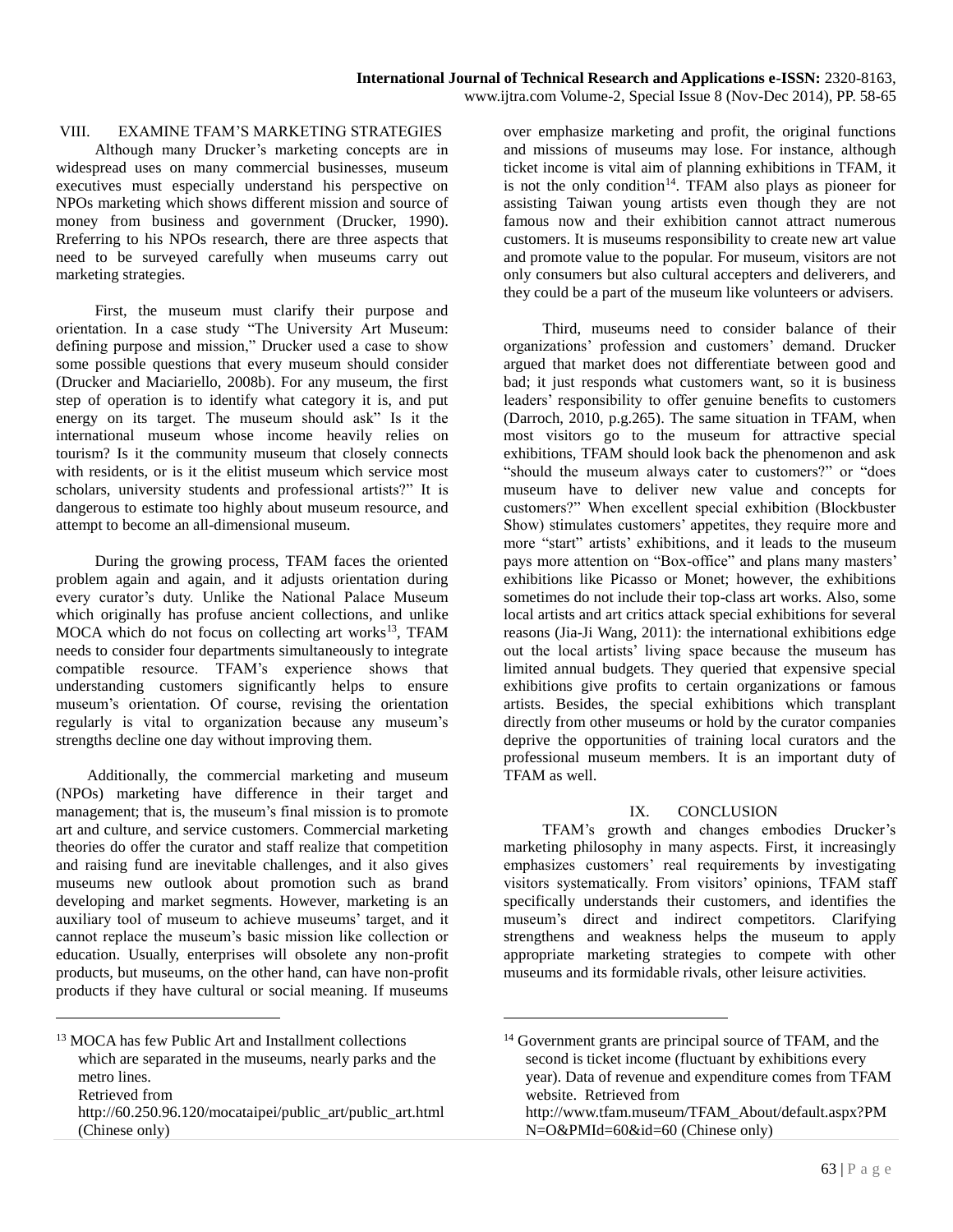## VIII. EXAMINE TFAM'S MARKETING STRATEGIES

Although many Drucker's marketing concepts are in widespread uses on many commercial businesses, museum executives must especially understand his perspective on NPOs marketing which shows different mission and source of money from business and government (Drucker, 1990). Rreferring to his NPOs research, there are three aspects that need to be surveyed carefully when museums carry out marketing strategies.

First, the museum must clarify their purpose and orientation. In a case study "The University Art Museum: defining purpose and mission," Drucker used a case to show some possible questions that every museum should consider (Drucker and Maciariello, 2008b). For any museum, the first step of operation is to identify what category it is, and put energy on its target. The museum should ask" Is it the international museum whose income heavily relies on tourism? Is it the community museum that closely connects with residents, or is it the elitist museum which service most scholars, university students and professional artists?" It is dangerous to estimate too highly about museum resource, and attempt to become an all-dimensional museum.

During the growing process, TFAM faces the oriented problem again and again, and it adjusts orientation during every curator's duty. Unlike the National Palace Museum which originally has profuse ancient collections, and unlike MOCA which do not focus on collecting art works[13], TFAM needs to consider four departments simultaneously to integrate compatible resource. TFAM's experience shows that understanding customers significantly helps to ensure museum's orientation. Of course, revising the orientation regularly is vital to organization because any museum's strengths decline one day without improving them.

Additionally, the commercial marketing and museum (NPOs) marketing have difference in their target and management; that is, the museum's final mission is to promote art and culture, and service customers. Commercial marketing theories do offer the curator and staff realize that competition and raising fund are inevitable challenges, and it also gives museums new outlook about promotion such as brand developing and market segments. However, marketing is an auxiliary tool of museum to achieve museums' target, and it cannot replace the museum's basic mission like collection or education. Usually, enterprises will obsolete any non-profit products, but museums, on the other hand, can have non-profit products if they have cultural or social meaning. If museums over emphasize marketing and profit, the original functions and missions of museums may lose. For instance, although ticket income is vital aim of planning exhibitions in TFAM, it is not the only condition[14]. TFAM also plays as pioneer for assisting Taiwan young artists even though they are not famous now and their exhibition cannot attract numerous customers. It is museums responsibility to create new art value and promote value to the popular. For museum, visitors are not only consumers but also cultural accepters and deliverers, and they could be a part of the museum like volunteers or advisers.

Third, museums need to consider balance of their organizations' profession and customers' demand. Drucker argued that market does not differentiate between good and bad; it just responds what customers want, so it is business leaders' responsibility to offer genuine benefits to customers (Darroch, 2010, p.g.265). The same situation in TFAM, when most visitors go to the museum for attractive special exhibitions, TFAM should look back the phenomenon and ask "should the museum always cater to customers?" or "does museum have to deliver new value and concepts for customers?" When excellent special exhibition (Blockbuster Show) stimulates customers' appetites, they require more and more "start" artists' exhibitions, and it leads to the museum pays more attention on "Box-office" and plans many masters' exhibitions like Picasso or Monet; however, the exhibitions sometimes do not include their top-class art works. Also, some local artists and art critics attack special exhibitions for several reasons (Jia-Ji Wang, 2011): the international exhibitions edge out the local artists' living space because the museum has limited annual budgets. They queried that expensive special exhibitions give profits to certain organizations or famous artists. Besides, the special exhibitions which transplant directly from other museums or hold by the curator companies deprive the opportunities of training local curators and the professional museum members. It is an important duty of TFAM as well.

## IX. CONCLUSION

TFAM's growth and changes embodies Drucker's marketing philosophy in many aspects. First, it increasingly emphasizes customers' real requirements by investigating visitors systematically. From visitors' opinions, TFAM staff specifically understands their customers, and identifies the museum's direct and indirect competitors. Clarifying strengthens and weakness helps the museum to apply appropriate marketing strategies to compete with other museums and its formidable rivals, other leisure activities.

---

[13] MOCA has few Public Art and Installment collections which are separated in the museums, nearly parks and the metro lines. Retrieved from http://60.250.96.120/mocataipei/public_art/public_art.html (Chinese only)

[14] Government grants are principal source of TFAM, and the second is ticket income (fluctuant by exhibitions every year). Data of revenue and expenditure comes from TFAM website. Retrieved from http://www.tfam.museum/TFAM_About/default.aspx?PMN=O&PMId=60&id=60 (Chinese only)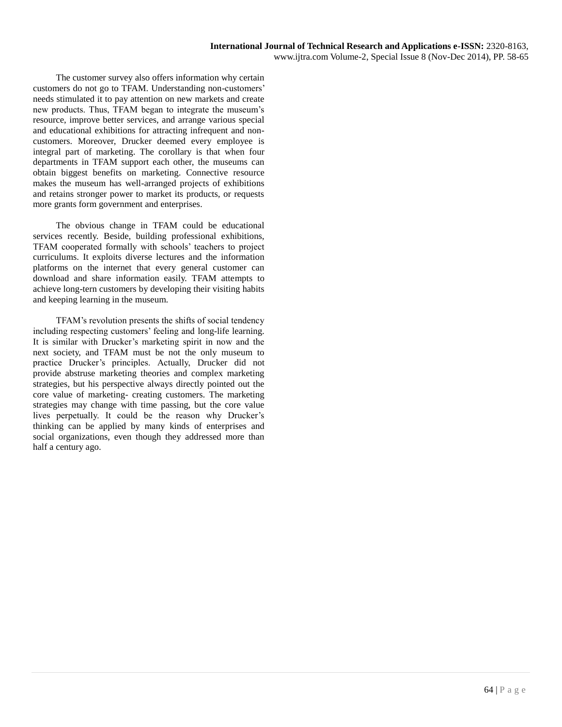The customer survey also offers information why certain customers do not go to TFAM. Understanding non-customers' needs stimulated it to pay attention on new markets and create new products. Thus, TFAM began to integrate the museum's resource, improve better services, and arrange various special and educational exhibitions for attracting infrequent and non-customers. Moreover, Drucker deemed every employee is integral part of marketing. The corollary is that when four departments in TFAM support each other, the museums can obtain biggest benefits on marketing. Connective resource makes the museum has well-arranged projects of exhibitions and retains stronger power to market its products, or requests more grants form government and enterprises.

The obvious change in TFAM could be educational services recently. Beside, building professional exhibitions, TFAM cooperated formally with schools' teachers to project curriculums. It exploits diverse lectures and the information platforms on the internet that every general customer can download and share information easily. TFAM attempts to achieve long-tern customers by developing their visiting habits and keeping learning in the museum.

TFAM's revolution presents the shifts of social tendency including respecting customers' feeling and long-life learning. It is similar with Drucker's marketing spirit in now and the next society, and TFAM must be not the only museum to practice Drucker's principles. Actually, Drucker did not provide abstruse marketing theories and complex marketing strategies, but his perspective always directly pointed out the core value of marketing- creating customers. The marketing strategies may change with time passing, but the core value lives perpetually. It could be the reason why Drucker's thinking can be applied by many kinds of enterprises and social organizations, even though they addressed more than half a century ago.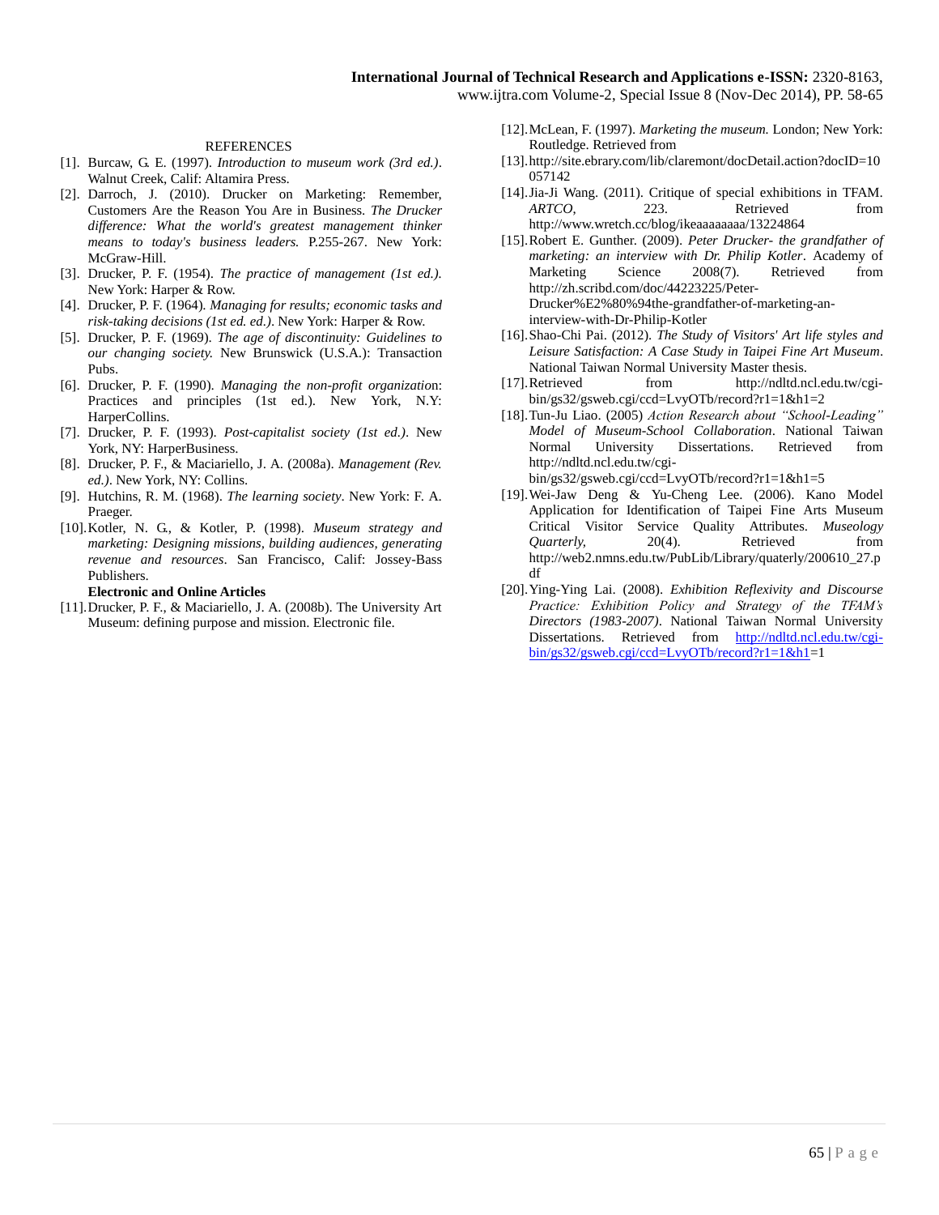REFERENCES

[1]. Burcaw, G. E. (1997). *Introduction to museum work (3rd ed.)*. Walnut Creek, Calif: Altamira Press.

[2]. Darroch, J. (2010). Drucker on Marketing: Remember, Customers Are the Reason You Are in Business. *The Drucker difference: What the world's greatest management thinker means to today's business leaders.* P.255-267. New York: McGraw-Hill.

[3]. Drucker, P. F. (1954). *The practice of management (1st ed.)*. New York: Harper & Row.

[4]. Drucker, P. F. (1964). *Managing for results; economic tasks and risk-taking decisions (1st ed. ed.)*. New York: Harper & Row.

[5]. Drucker, P. F. (1969). *The age of discontinuity: Guidelines to our changing society.* New Brunswick (U.S.A.): Transaction Pubs.

[6]. Drucker, P. F. (1990). *Managing the non-profit organizatio*n: Practices and principles (1st ed.). New York, N.Y: HarperCollins.

[7]. Drucker, P. F. (1993). *Post-capitalist society (1st ed.)*. New York, NY: HarperBusiness.

[8]. Drucker, P. F., & Maciariello, J. A. (2008a). *Management (Rev. ed.)*. New York, NY: Collins.

[9]. Hutchins, R. M. (1968). *The learning society*. New York: F. A. Praeger.

[10]. Kotler, N. G., & Kotler, P. (1998). *Museum strategy and marketing: Designing missions, building audiences, generating revenue and resources*. San Francisco, Calif: Jossey-Bass Publishers.

**Electronic and Online Articles**

[11]. Drucker, P. F., & Maciariello, J. A. (2008b). The University Art Museum: defining purpose and mission. Electronic file.

[12]. McLean, F. (1997). *Marketing the museum.* London; New York: Routledge. Retrieved from

[13]. http://site.ebrary.com/lib/claremont/docDetail.action?docID=10057142

[14]. Jia-Ji Wang. (2011). Critique of special exhibitions in TFAM. *ARTCO,* 223. Retrieved from http://www.wretch.cc/blog/ikeaaaaaaaa/13224864

[15]. Robert E. Gunther. (2009). *Peter Drucker- the grandfather of marketing: an interview with Dr. Philip Kotler*. Academy of Marketing Science 2008(7). Retrieved from http://zh.scribd.com/doc/44223225/Peter-Drucker%E2%80%94the-grandfather-of-marketing-an-interview-with-Dr-Philip-Kotler

[16]. Shao-Chi Pai. (2012). *The Study of Visitors' Art life styles and Leisure Satisfaction: A Case Study in Taipei Fine Art Museum*. National Taiwan Normal University Master thesis.

[17]. Retrieved from http://ndltd.ncl.edu.tw/cgi-bin/gs32/gsweb.cgi/ccd=LvyOTb/record?r1=1&h1=2

[18]. Tun-Ju Liao. (2005) *Action Research about "School-Leading" Model of Museum-School Collaboration*. National Taiwan Normal University Dissertations. Retrieved from http://ndltd.ncl.edu.tw/cgi-bin/gs32/gsweb.cgi/ccd=LvyOTb/record?r1=1&h1=5

[19]. Wei-Jaw Deng & Yu-Cheng Lee. (2006). Kano Model Application for Identification of Taipei Fine Arts Museum Critical Visitor Service Quality Attributes. *Museology Quarterly,* 20(4). Retrieved from http://web2.nmns.edu.tw/PubLib/Library/quaterly/200610_27.pdf

[20]. Ying-Ying Lai. (2008). *Exhibition Reflexivity and Discourse Practice: Exhibition Policy and Strategy of the TFAM's Directors (1983-2007)*. National Taiwan Normal University Dissertations. Retrieved from http://ndltd.ncl.edu.tw/cgi-bin/gs32/gsweb.cgi/ccd=LvyOTb/record?r1=1&h1=1